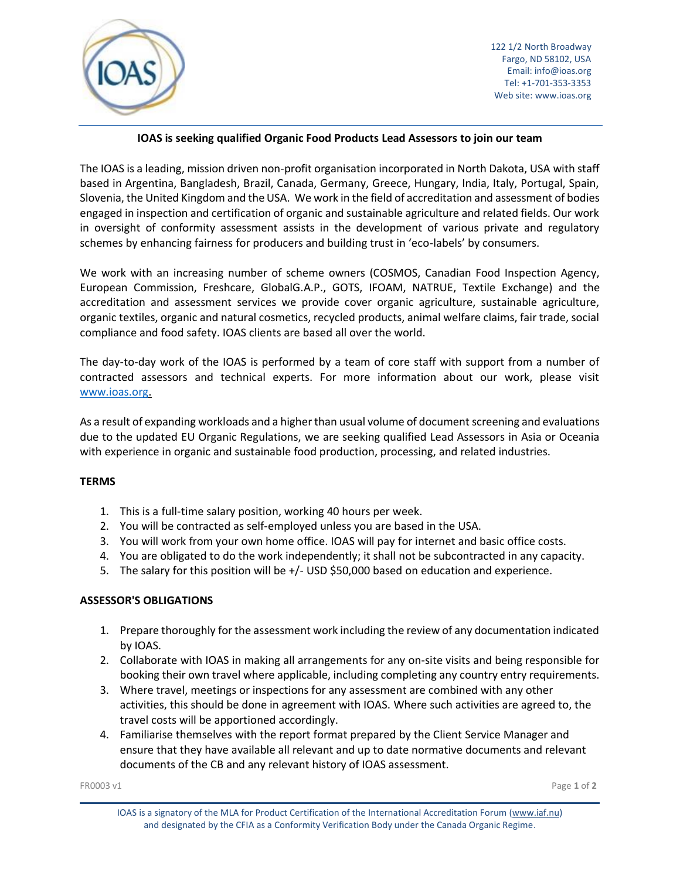122 1/2 North Broadway
Fargo, ND 58102, USA
Email: info@ioas.org
Tel: +1-701-353-3353
Web site: www.ioas.org

**IOAS is seeking qualified Organic Food Products Lead Assessors to join our team**

The IOAS is a leading, mission driven non-profit organisation incorporated in North Dakota, USA with staff based in Argentina, Bangladesh, Brazil, Canada, Germany, Greece, Hungary, India, Italy, Portugal, Spain, Slovenia, the United Kingdom and the USA. We work in the field of accreditation and assessment of bodies engaged in inspection and certification of organic and sustainable agriculture and related fields. Our work in oversight of conformity assessment assists in the development of various private and regulatory schemes by enhancing fairness for producers and building trust in 'eco-labels' by consumers.

We work with an increasing number of scheme owners (COSMOS, Canadian Food Inspection Agency, European Commission, Freshcare, GlobalG.A.P., GOTS, IFOAM, NATRUE, Textile Exchange) and the accreditation and assessment services we provide cover organic agriculture, sustainable agriculture, organic textiles, organic and natural cosmetics, recycled products, animal welfare claims, fair trade, social compliance and food safety. IOAS clients are based all over the world.

The day-to-day work of the IOAS is performed by a team of core staff with support from a number of contracted assessors and technical experts. For more information about our work, please visit www.ioas.org.

As a result of expanding workloads and a higher than usual volume of document screening and evaluations due to the updated EU Organic Regulations, we are seeking qualified Lead Assessors in Asia or Oceania with experience in organic and sustainable food production, processing, and related industries.

## TERMS

1. This is a full-time salary position, working 40 hours per week.
2. You will be contracted as self-employed unless you are based in the USA.
3. You will work from your own home office. IOAS will pay for internet and basic office costs.
4. You are obligated to do the work independently; it shall not be subcontracted in any capacity.
5. The salary for this position will be +/- USD $50,000 based on education and experience.

## ASSESSOR'S OBLIGATIONS

1. Prepare thoroughly for the assessment work including the review of any documentation indicated by IOAS.
2. Collaborate with IOAS in making all arrangements for any on-site visits and being responsible for booking their own travel where applicable, including completing any country entry requirements.
3. Where travel, meetings or inspections for any assessment are combined with any other activities, this should be done in agreement with IOAS. Where such activities are agreed to, the travel costs will be apportioned accordingly.
4. Familiarise themselves with the report format prepared by the Client Service Manager and ensure that they have available all relevant and up to date normative documents and relevant documents of the CB and any relevant history of IOAS assessment.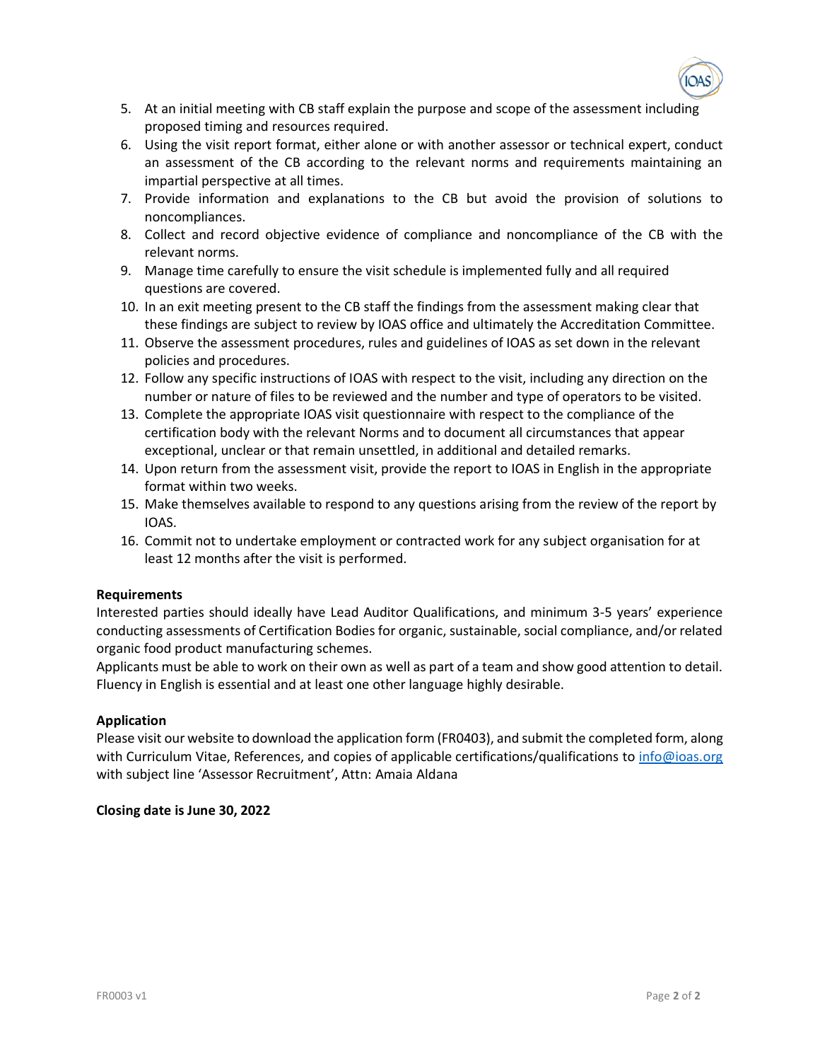5. At an initial meeting with CB staff explain the purpose and scope of the assessment including proposed timing and resources required.
6. Using the visit report format, either alone or with another assessor or technical expert, conduct an assessment of the CB according to the relevant norms and requirements maintaining an impartial perspective at all times.
7. Provide information and explanations to the CB but avoid the provision of solutions to noncompliances.
8. Collect and record objective evidence of compliance and noncompliance of the CB with the relevant norms.
9. Manage time carefully to ensure the visit schedule is implemented fully and all required questions are covered.
10. In an exit meeting present to the CB staff the findings from the assessment making clear that these findings are subject to review by IOAS office and ultimately the Accreditation Committee.
11. Observe the assessment procedures, rules and guidelines of IOAS as set down in the relevant policies and procedures.
12. Follow any specific instructions of IOAS with respect to the visit, including any direction on the number or nature of files to be reviewed and the number and type of operators to be visited.
13. Complete the appropriate IOAS visit questionnaire with respect to the compliance of the certification body with the relevant Norms and to document all circumstances that appear exceptional, unclear or that remain unsettled, in additional and detailed remarks.
14. Upon return from the assessment visit, provide the report to IOAS in English in the appropriate format within two weeks.
15. Make themselves available to respond to any questions arising from the review of the report by IOAS.
16. Commit not to undertake employment or contracted work for any subject organisation for at least 12 months after the visit is performed.

**Requirements**

Interested parties should ideally have Lead Auditor Qualifications, and minimum 3-5 years' experience conducting assessments of Certification Bodies for organic, sustainable, social compliance, and/or related organic food product manufacturing schemes.

Applicants must be able to work on their own as well as part of a team and show good attention to detail. Fluency in English is essential and at least one other language highly desirable.

**Application**

Please visit our website to download the application form (FR0403), and submit the completed form, along with Curriculum Vitae, References, and copies of applicable certifications/qualifications to info@ioas.org with subject line 'Assessor Recruitment', Attn: Amaia Aldana

**Closing date is June 30, 2022**